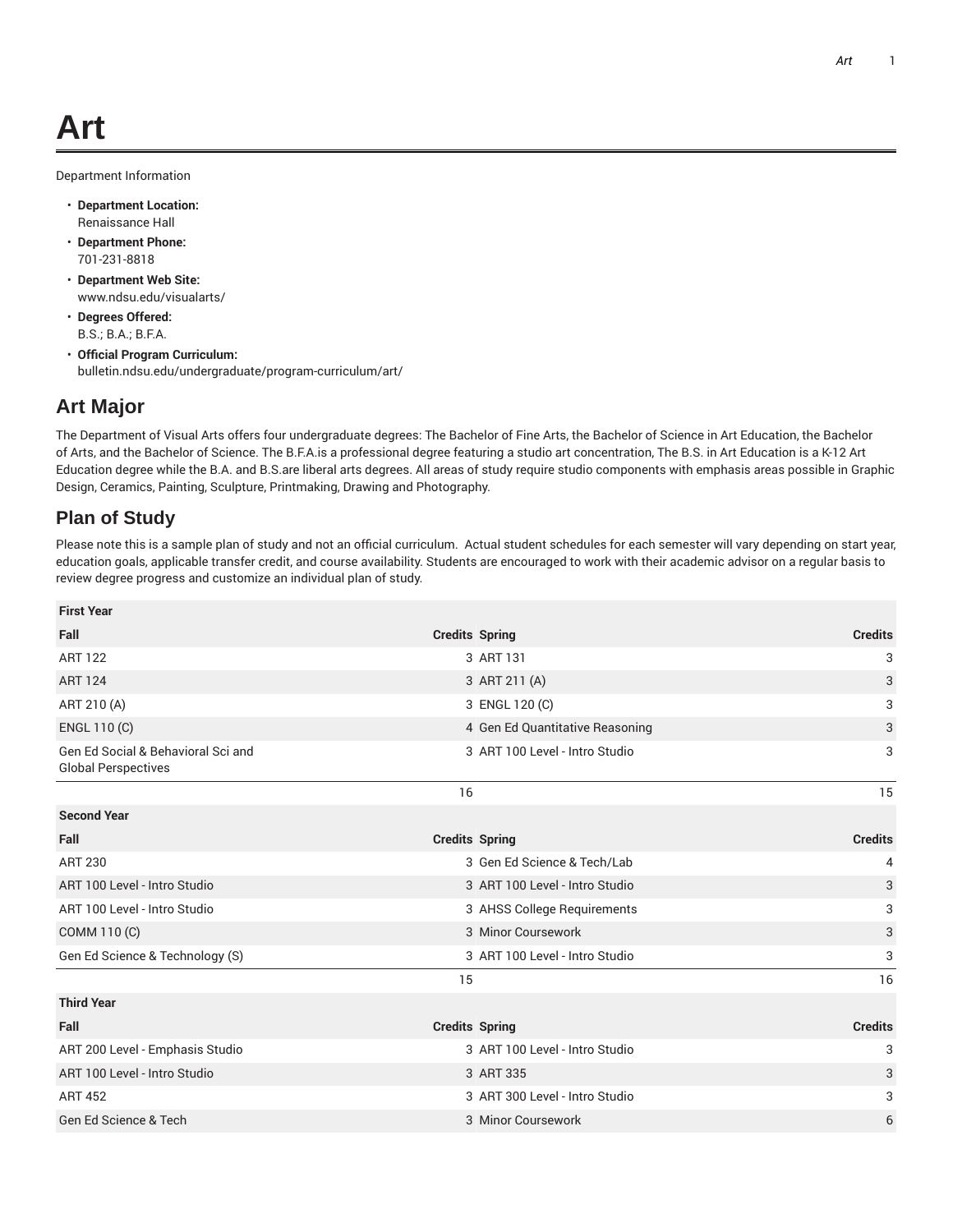# Art

Department Information

- **Department Location:**
  Renaissance Hall
- **Department Phone:**
  701-231-8818
- **Department Web Site:**
  www.ndsu.edu/visualarts/
- **Degrees Offered:**
  B.S.; B.A.; B.F.A.
- **Official Program Curriculum:**
  bulletin.ndsu.edu/undergraduate/program-curriculum/art/

## Art Major

The Department of Visual Arts offers four undergraduate degrees: The Bachelor of Fine Arts, the Bachelor of Science in Art Education, the Bachelor of Arts, and the Bachelor of Science. The B.F.A.is a professional degree featuring a studio art concentration, The B.S. in Art Education is a K-12 Art Education degree while the B.A. and B.S.are liberal arts degrees. All areas of study require studio components with emphasis areas possible in Graphic Design, Ceramics, Painting, Sculpture, Printmaking, Drawing and Photography.

## Plan of Study

Please note this is a sample plan of study and not an official curriculum. Actual student schedules for each semester will vary depending on start year, education goals, applicable transfer credit, and course availability. Students are encouraged to work with their academic advisor on a regular basis to review degree progress and customize an individual plan of study.

| First Year | | | |
|---|---|---|---|
| **Fall** | **Credits** | **Spring** | **Credits** |
| ART 122 | 3 | ART 131 | 3 |
| ART 124 | 3 | ART 211 (A) | 3 |
| ART 210 (A) | 3 | ENGL 120 (C) | 3 |
| ENGL 110 (C) | 4 | Gen Ed Quantitative Reasoning | 3 |
| Gen Ed Social & Behavioral Sci and Global Perspectives | 3 | ART 100 Level - Intro Studio | 3 |
| | 16 | | 15 |
| **Second Year** | | | |
| **Fall** | **Credits** | **Spring** | **Credits** |
| ART 230 | 3 | Gen Ed Science & Tech/Lab | 4 |
| ART 100 Level - Intro Studio | 3 | ART 100 Level - Intro Studio | 3 |
| ART 100 Level - Intro Studio | 3 | AHSS College Requirements | 3 |
| COMM 110 (C) | 3 | Minor Coursework | 3 |
| Gen Ed Science & Technology (S) | 3 | ART 100 Level - Intro Studio | 3 |
| | 15 | | 16 |
| **Third Year** | | | |
| **Fall** | **Credits** | **Spring** | **Credits** |
| ART 200 Level - Emphasis Studio | 3 | ART 100 Level - Intro Studio | 3 |
| ART 100 Level - Intro Studio | 3 | ART 335 | 3 |
| ART 452 | 3 | ART 300 Level - Intro Studio | 3 |
| Gen Ed Science & Tech | 3 | Minor Coursework | 6 |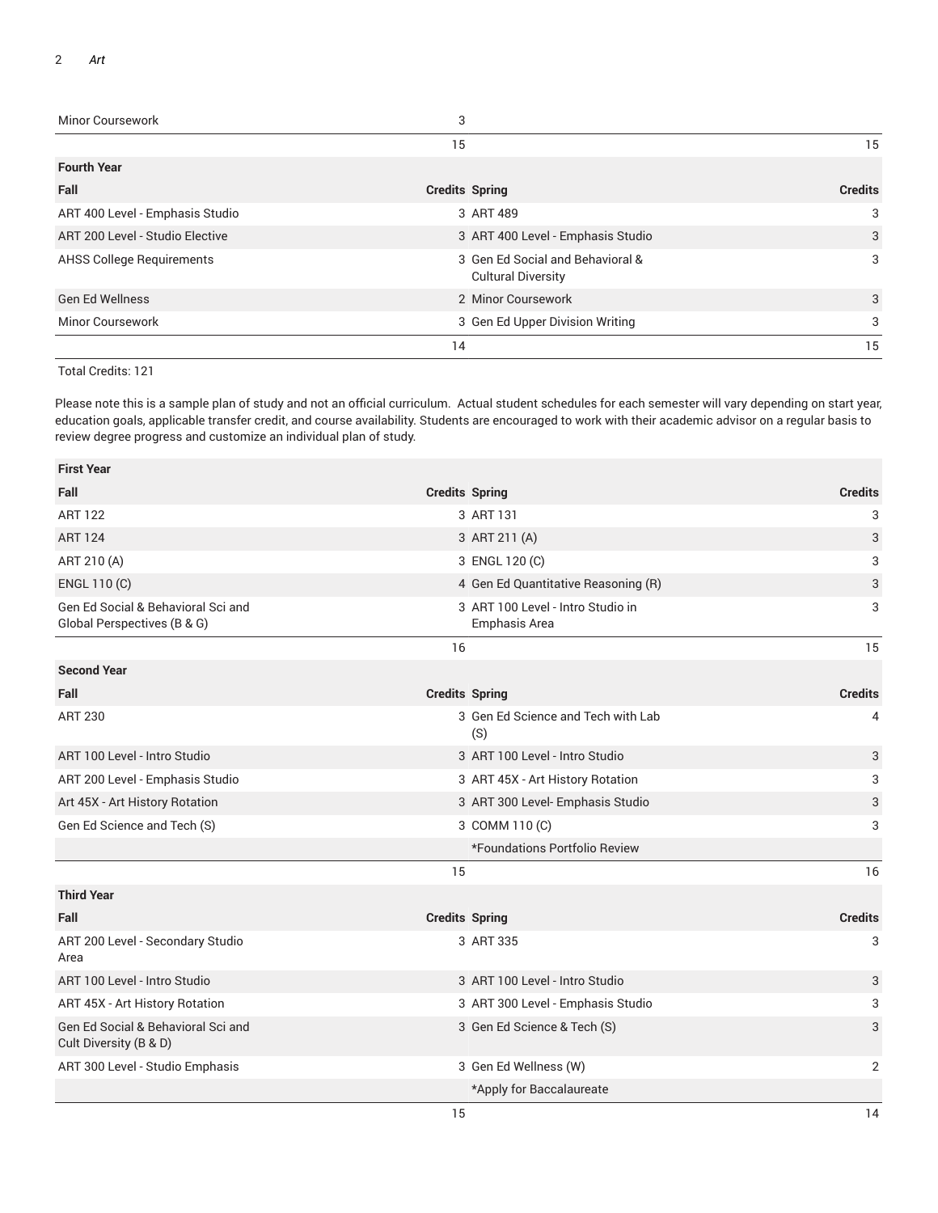| | | | |
|---|---|---|---|
| Minor Coursework | 3 | | |
| | 15 | | 15 |
| **Fourth Year** | | | |
| **Fall** | **Credits** | **Spring** | **Credits** |
| ART 400 Level - Emphasis Studio | 3 | ART 489 | 3 |
| ART 200 Level - Studio Elective | 3 | ART 400 Level - Emphasis Studio | 3 |
| AHSS College Requirements | 3 | Gen Ed Social and Behavioral & Cultural Diversity | 3 |
| Gen Ed Wellness | 2 | Minor Coursework | 3 |
| Minor Coursework | 3 | Gen Ed Upper Division Writing | 3 |
| | 14 | | 15 |

Total Credits: 121

Please note this is a sample plan of study and not an official curriculum. Actual student schedules for each semester will vary depending on start year, education goals, applicable transfer credit, and course availability. Students are encouraged to work with their academic advisor on a regular basis to review degree progress and customize an individual plan of study.

| **First Year** | | | |
|---|---|---|---|
| **Fall** | **Credits** | **Spring** | **Credits** |
| ART 122 | 3 | ART 131 | 3 |
| ART 124 | 3 | ART 211 (A) | 3 |
| ART 210 (A) | 3 | ENGL 120 (C) | 3 |
| ENGL 110 (C) | 4 | Gen Ed Quantitative Reasoning (R) | 3 |
| Gen Ed Social & Behavioral Sci and Global Perspectives (B & G) | 3 | ART 100 Level - Intro Studio in Emphasis Area | 3 |
| | 16 | | 15 |
| **Second Year** | | | |
| **Fall** | **Credits** | **Spring** | **Credits** |
| ART 230 | 3 | Gen Ed Science and Tech with Lab (S) | 4 |
| ART 100 Level - Intro Studio | 3 | ART 100 Level - Intro Studio | 3 |
| ART 200 Level - Emphasis Studio | 3 | ART 45X - Art History Rotation | 3 |
| Art 45X - Art History Rotation | 3 | ART 300 Level- Emphasis Studio | 3 |
| Gen Ed Science and Tech (S) | 3 | COMM 110 (C) | 3 |
| | | *Foundations Portfolio Review | |
| | 15 | | 16 |
| **Third Year** | | | |
| **Fall** | **Credits** | **Spring** | **Credits** |
| ART 200 Level - Secondary Studio Area | 3 | ART 335 | 3 |
| ART 100 Level - Intro Studio | 3 | ART 100 Level - Intro Studio | 3 |
| ART 45X - Art History Rotation | 3 | ART 300 Level - Emphasis Studio | 3 |
| Gen Ed Social & Behavioral Sci and Cult Diversity (B & D) | 3 | Gen Ed Science & Tech (S) | 3 |
| ART 300 Level - Studio Emphasis | 3 | Gen Ed Wellness (W) | 2 |
| | | *Apply for Baccalaureate | |
| | 15 | | 14 |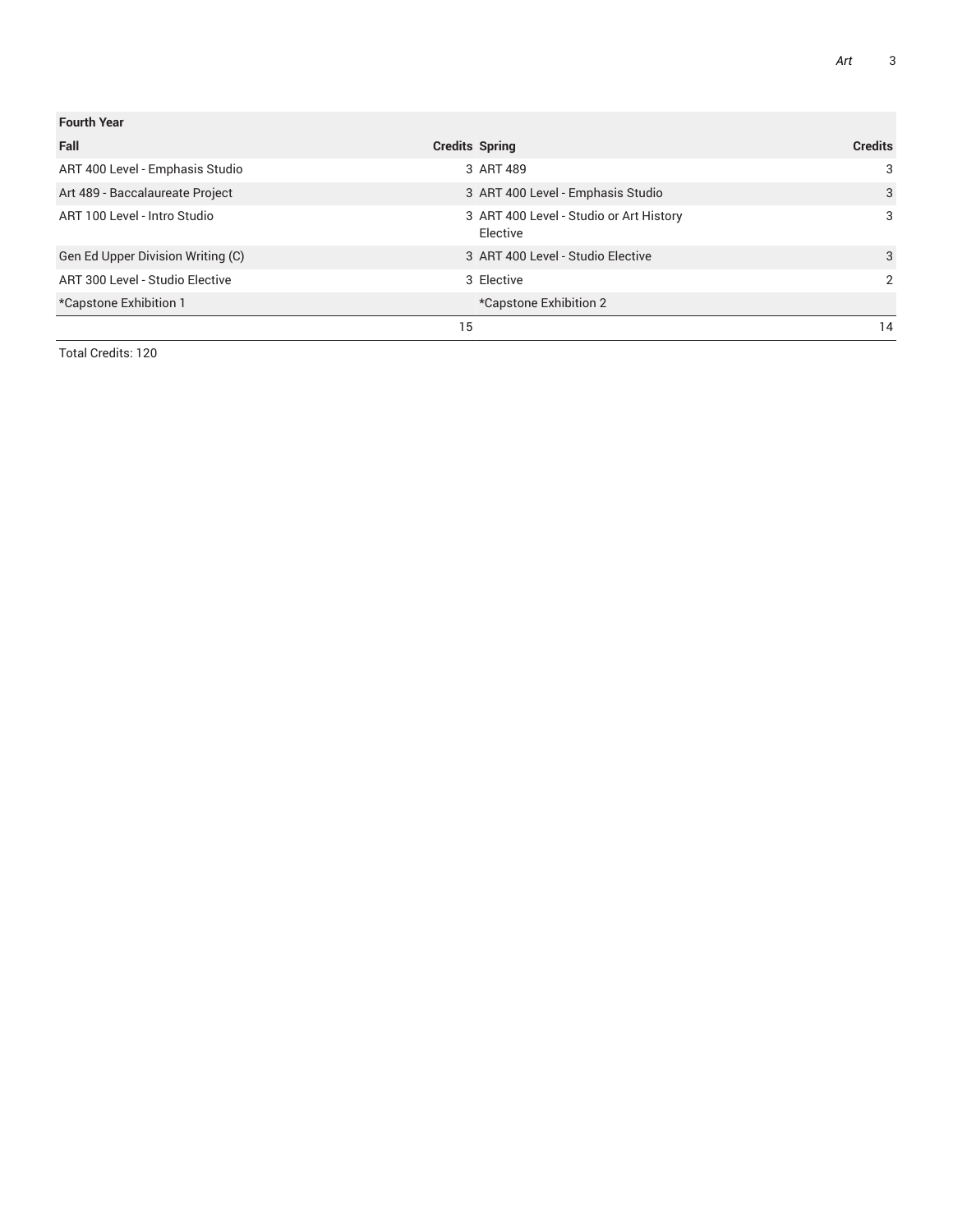| Fourth Year | | | |
|---|---|---|---|
| **Fall** | **Credits** | **Spring** | **Credits** |
| ART 400 Level - Emphasis Studio | 3 | ART 489 | 3 |
| Art 489 - Baccalaureate Project | 3 | ART 400 Level - Emphasis Studio | 3 |
| ART 100 Level - Intro Studio | 3 | ART 400 Level - Studio or Art History Elective | 3 |
| Gen Ed Upper Division Writing (C) | 3 | ART 400 Level - Studio Elective | 3 |
| ART 300 Level - Studio Elective | 3 | Elective | 2 |
| *Capstone Exhibition 1 | | *Capstone Exhibition 2 | |
| | 15 | | 14 |

Total Credits: 120